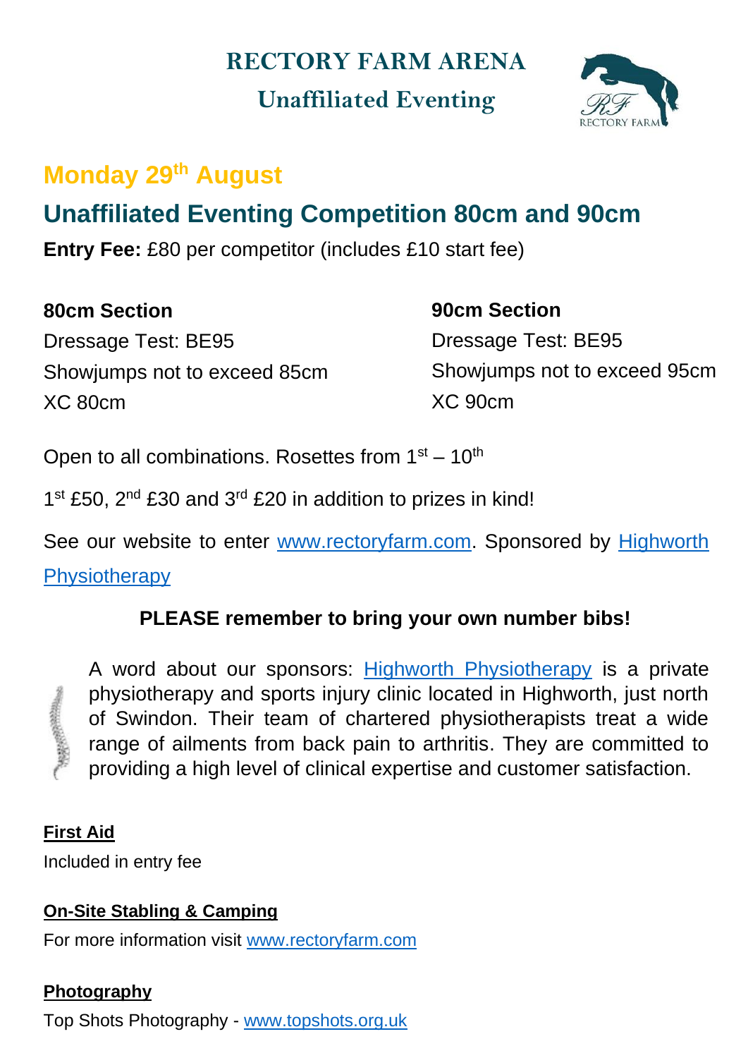# RECTORY FARM ARENA

## Unaffiliated Eventing

## Monday 29th August

## Unaffiliated Eventing Competition 80cm and 90cm

**Entry Fee:** £80 per competitor (includes £10 start fee)

**80cm Section**
Dressage Test: BE95
Showjumps not to exceed 85cm
XC 80cm

**90cm Section**
Dressage Test: BE95
Showjumps not to exceed 95cm
XC 90cm

Open to all combinations. Rosettes from 1st – 10th

1st £50, 2nd £30 and 3rd £20 in addition to prizes in kind!

See our website to enter www.rectoryfarm.com. Sponsored by Highworth Physiotherapy

**PLEASE remember to bring your own number bibs!**

A word about our sponsors: Highworth Physiotherapy is a private physiotherapy and sports injury clinic located in Highworth, just north of Swindon. Their team of chartered physiotherapists treat a wide range of ailments from back pain to arthritis. They are committed to providing a high level of clinical expertise and customer satisfaction.

**First Aid**

Included in entry fee

**On-Site Stabling & Camping**

For more information visit www.rectoryfarm.com

**Photography**

Top Shots Photography - www.topshots.org.uk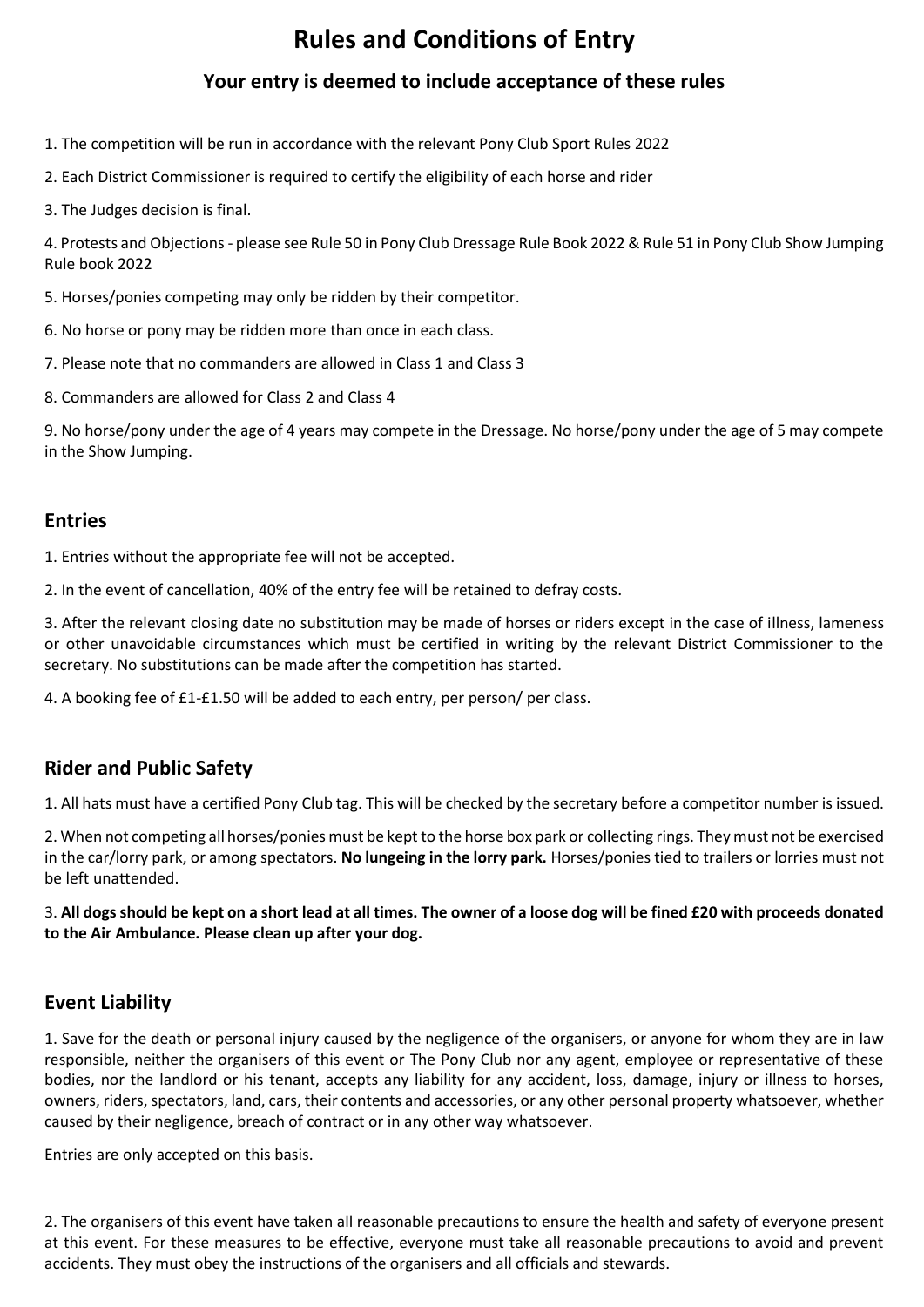# Rules and Conditions of Entry

## Your entry is deemed to include acceptance of these rules

1. The competition will be run in accordance with the relevant Pony Club Sport Rules 2022

2. Each District Commissioner is required to certify the eligibility of each horse and rider

3. The Judges decision is final.

4. Protests and Objections - please see Rule 50 in Pony Club Dressage Rule Book 2022 & Rule 51 in Pony Club Show Jumping Rule book 2022

5. Horses/ponies competing may only be ridden by their competitor.

6. No horse or pony may be ridden more than once in each class.

7. Please note that no commanders are allowed in Class 1 and Class 3

8. Commanders are allowed for Class 2 and Class 4

9. No horse/pony under the age of 4 years may compete in the Dressage. No horse/pony under the age of 5 may compete in the Show Jumping.

## Entries

1. Entries without the appropriate fee will not be accepted.

2. In the event of cancellation, 40% of the entry fee will be retained to defray costs.

3. After the relevant closing date no substitution may be made of horses or riders except in the case of illness, lameness or other unavoidable circumstances which must be certified in writing by the relevant District Commissioner to the secretary. No substitutions can be made after the competition has started.

4. A booking fee of £1-£1.50 will be added to each entry, per person/ per class.

## Rider and Public Safety

1. All hats must have a certified Pony Club tag. This will be checked by the secretary before a competitor number is issued.

2. When not competing all horses/ponies must be kept to the horse box park or collecting rings. They must not be exercised in the car/lorry park, or among spectators. **No lungeing in the lorry park.** Horses/ponies tied to trailers or lorries must not be left unattended.

3. **All dogs should be kept on a short lead at all times. The owner of a loose dog will be fined £20 with proceeds donated to the Air Ambulance. Please clean up after your dog.**

## Event Liability

1. Save for the death or personal injury caused by the negligence of the organisers, or anyone for whom they are in law responsible, neither the organisers of this event or The Pony Club nor any agent, employee or representative of these bodies, nor the landlord or his tenant, accepts any liability for any accident, loss, damage, injury or illness to horses, owners, riders, spectators, land, cars, their contents and accessories, or any other personal property whatsoever, whether caused by their negligence, breach of contract or in any other way whatsoever.

Entries are only accepted on this basis.

2. The organisers of this event have taken all reasonable precautions to ensure the health and safety of everyone present at this event. For these measures to be effective, everyone must take all reasonable precautions to avoid and prevent accidents. They must obey the instructions of the organisers and all officials and stewards.